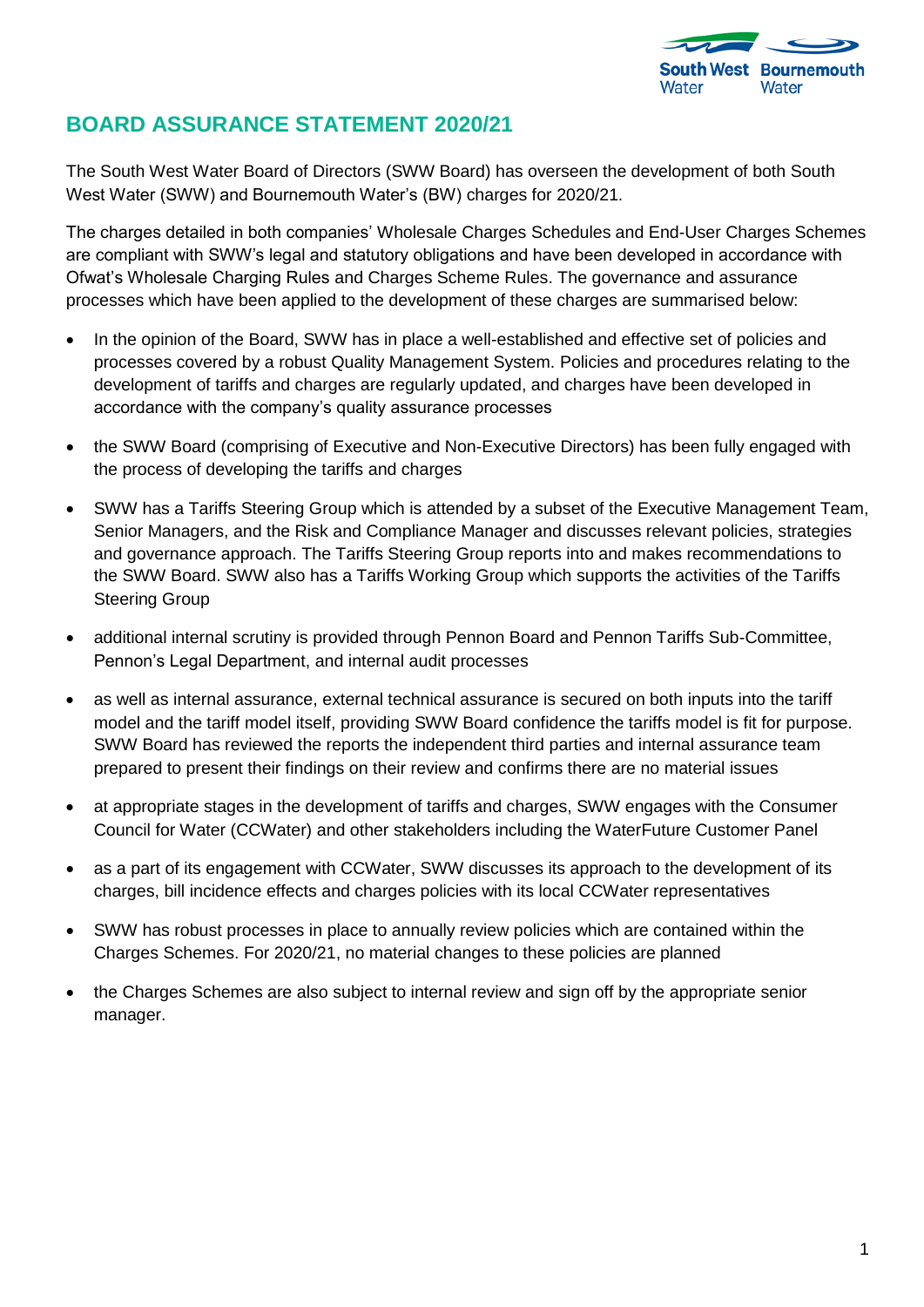# BOARD ASSURANCE STATEMENT 2020/21

The South West Water Board of Directors (SWW Board) has overseen the development of both South West Water (SWW) and Bournemouth Water's (BW) charges for 2020/21.

The charges detailed in both companies' Wholesale Charges Schedules and End-User Charges Schemes are compliant with SWW's legal and statutory obligations and have been developed in accordance with Ofwat's Wholesale Charging Rules and Charges Scheme Rules. The governance and assurance processes which have been applied to the development of these charges are summarised below:

- In the opinion of the Board, SWW has in place a well-established and effective set of policies and processes covered by a robust Quality Management System. Policies and procedures relating to the development of tariffs and charges are regularly updated, and charges have been developed in accordance with the company's quality assurance processes
- the SWW Board (comprising of Executive and Non-Executive Directors) has been fully engaged with the process of developing the tariffs and charges
- SWW has a Tariffs Steering Group which is attended by a subset of the Executive Management Team, Senior Managers, and the Risk and Compliance Manager and discusses relevant policies, strategies and governance approach. The Tariffs Steering Group reports into and makes recommendations to the SWW Board. SWW also has a Tariffs Working Group which supports the activities of the Tariffs Steering Group
- additional internal scrutiny is provided through Pennon Board and Pennon Tariffs Sub-Committee, Pennon's Legal Department, and internal audit processes
- as well as internal assurance, external technical assurance is secured on both inputs into the tariff model and the tariff model itself, providing SWW Board confidence the tariffs model is fit for purpose. SWW Board has reviewed the reports the independent third parties and internal assurance team prepared to present their findings on their review and confirms there are no material issues
- at appropriate stages in the development of tariffs and charges, SWW engages with the Consumer Council for Water (CCWater) and other stakeholders including the WaterFuture Customer Panel
- as a part of its engagement with CCWater, SWW discusses its approach to the development of its charges, bill incidence effects and charges policies with its local CCWater representatives
- SWW has robust processes in place to annually review policies which are contained within the Charges Schemes. For 2020/21, no material changes to these policies are planned
- the Charges Schemes are also subject to internal review and sign off by the appropriate senior manager.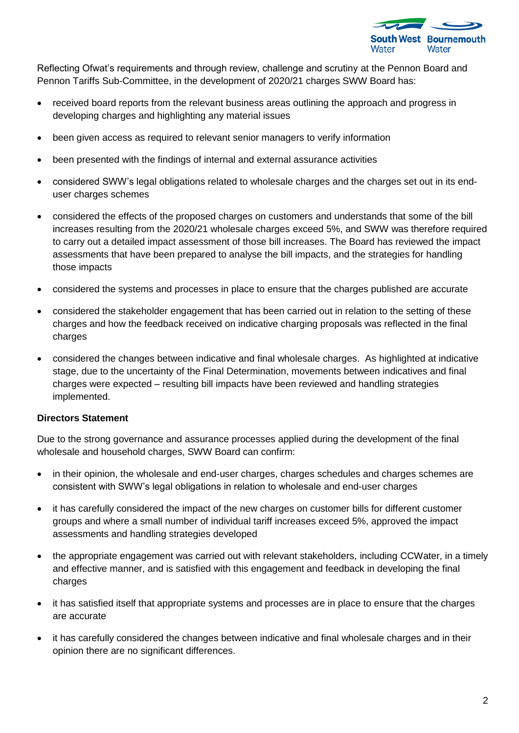Reflecting Ofwat's requirements and through review, challenge and scrutiny at the Pennon Board and Pennon Tariffs Sub-Committee, in the development of 2020/21 charges SWW Board has:

- received board reports from the relevant business areas outlining the approach and progress in developing charges and highlighting any material issues
- been given access as required to relevant senior managers to verify information
- been presented with the findings of internal and external assurance activities
- considered SWW's legal obligations related to wholesale charges and the charges set out in its end-user charges schemes
- considered the effects of the proposed charges on customers and understands that some of the bill increases resulting from the 2020/21 wholesale charges exceed 5%, and SWW was therefore required to carry out a detailed impact assessment of those bill increases. The Board has reviewed the impact assessments that have been prepared to analyse the bill impacts, and the strategies for handling those impacts
- considered the systems and processes in place to ensure that the charges published are accurate
- considered the stakeholder engagement that has been carried out in relation to the setting of these charges and how the feedback received on indicative charging proposals was reflected in the final charges
- considered the changes between indicative and final wholesale charges. As highlighted at indicative stage, due to the uncertainty of the Final Determination, movements between indicatives and final charges were expected – resulting bill impacts have been reviewed and handling strategies implemented.

**Directors Statement**

Due to the strong governance and assurance processes applied during the development of the final wholesale and household charges, SWW Board can confirm:

- in their opinion, the wholesale and end-user charges, charges schedules and charges schemes are consistent with SWW's legal obligations in relation to wholesale and end-user charges
- it has carefully considered the impact of the new charges on customer bills for different customer groups and where a small number of individual tariff increases exceed 5%, approved the impact assessments and handling strategies developed
- the appropriate engagement was carried out with relevant stakeholders, including CCWater, in a timely and effective manner, and is satisfied with this engagement and feedback in developing the final charges
- it has satisfied itself that appropriate systems and processes are in place to ensure that the charges are accurate
- it has carefully considered the changes between indicative and final wholesale charges and in their opinion there are no significant differences.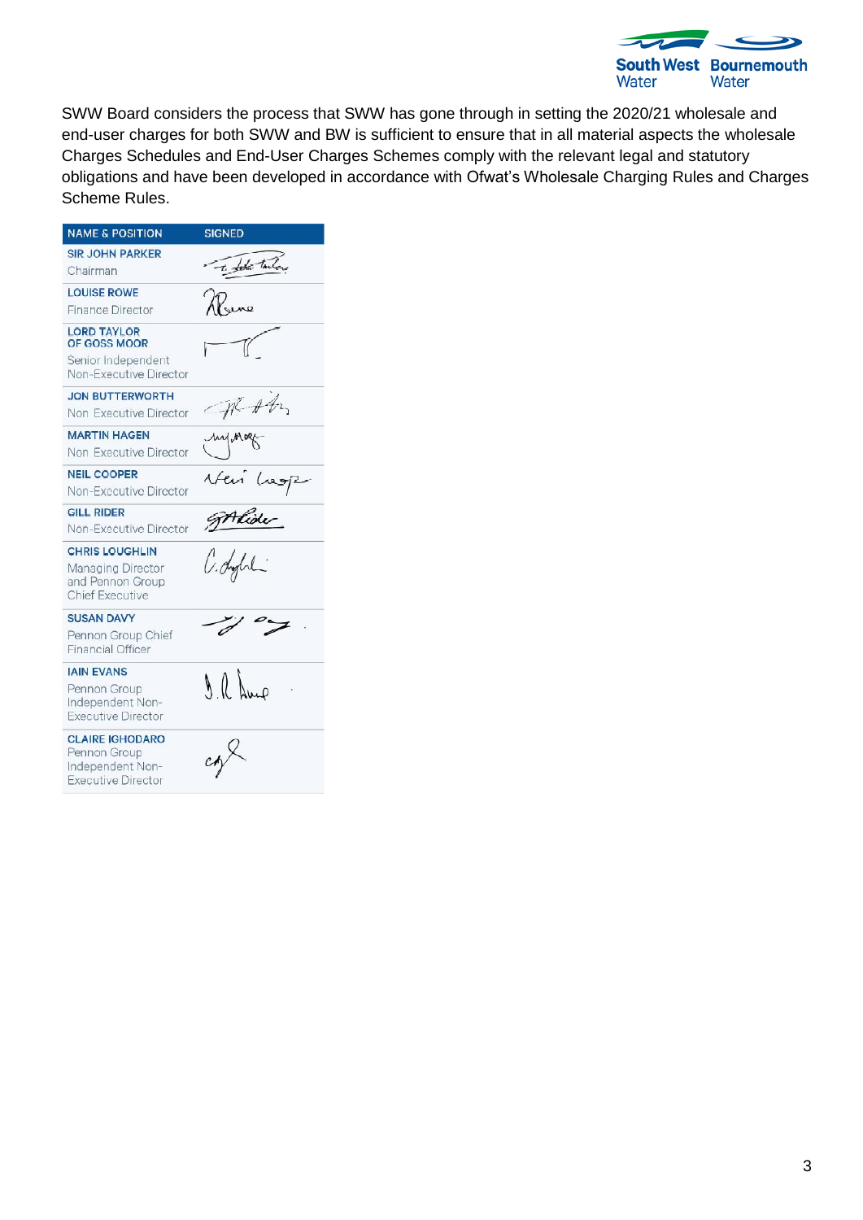SWW Board considers the process that SWW has gone through in setting the 2020/21 wholesale and end-user charges for both SWW and BW is sufficient to ensure that in all material aspects the wholesale Charges Schedules and End-User Charges Schemes comply with the relevant legal and statutory obligations and have been developed in accordance with Ofwat's Wholesale Charging Rules and Charges Scheme Rules.

| NAME & POSITION | SIGNED |
|---|---|
| **SIR JOHN PARKER**<br>Chairman | |
| **LOUISE ROWE**<br>Finance Director | |
| **LORD TAYLOR OF GOSS MOOR**<br>Senior Independent Non-Executive Director | |
| **JON BUTTERWORTH**<br>Non Executive Director | |
| **MARTIN HAGEN**<br>Non Executive Director | |
| **NEIL COOPER**<br>Non-Executive Director | |
| **GILL RIDER**<br>Non-Executive Director | |
| **CHRIS LOUGHLIN**<br>Managing Director and Pennon Group Chief Executive | |
| **SUSAN DAVY**<br>Pennon Group Chief Financial Officer | |
| **IAIN EVANS**<br>Pennon Group Independent Non-Executive Director | |
| **CLAIRE IGHODARO**<br>Pennon Group Independent Non-Executive Director | |